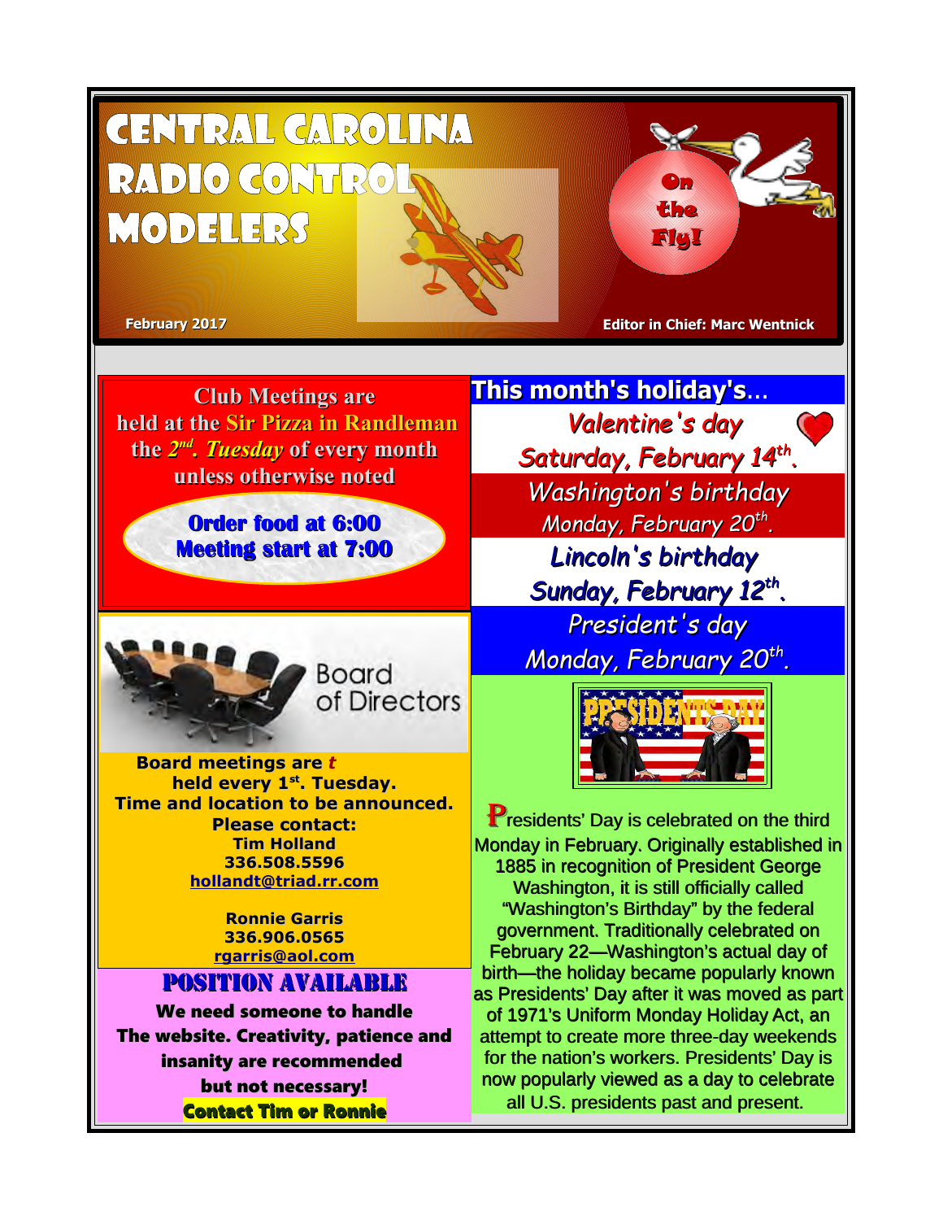# Central Carolina Radio Control Modelers

**On the Fly!**

**February 2017** **Editor in Chief: Marc Wentnick**

**Club Meetings are held at the Sir Pizza in Randleman the 2nd. *Tuesday* of every month unless otherwise noted**

**Order food at 6:00**
**Meeting start at 7:00**

Board of Directors

**Board meetings are *t* held every 1st. Tuesday.**
**Time and location to be announced.**
**Please contact:**
**Tim Holland**
**336.508.5596**
**hollandt@triad.rr.com**

**Ronnie Garris**
**336.906.0565**
**rgarris@aol.com**

## POSITION AVAILABLE

**We need someone to handle The website. Creativity, patience and insanity are recommended but not necessary!**
**Contact Tim or Ronnie**

## This month's holiday's…

*Valentine's day*
*Saturday, February 14th.*

*Washington's birthday*
*Monday, February 20th.*

*Lincoln's birthday*
*Sunday, February 12th.*

*President's day*
*Monday, February 20th.*

Presidents' Day is celebrated on the third Monday in February. Originally established in 1885 in recognition of President George Washington, it is still officially called "Washington's Birthday" by the federal government. Traditionally celebrated on February 22—Washington's actual day of birth—the holiday became popularly known as Presidents' Day after it was moved as part of 1971's Uniform Monday Holiday Act, an attempt to create more three-day weekends for the nation's workers. Presidents' Day is now popularly viewed as a day to celebrate all U.S. presidents past and present.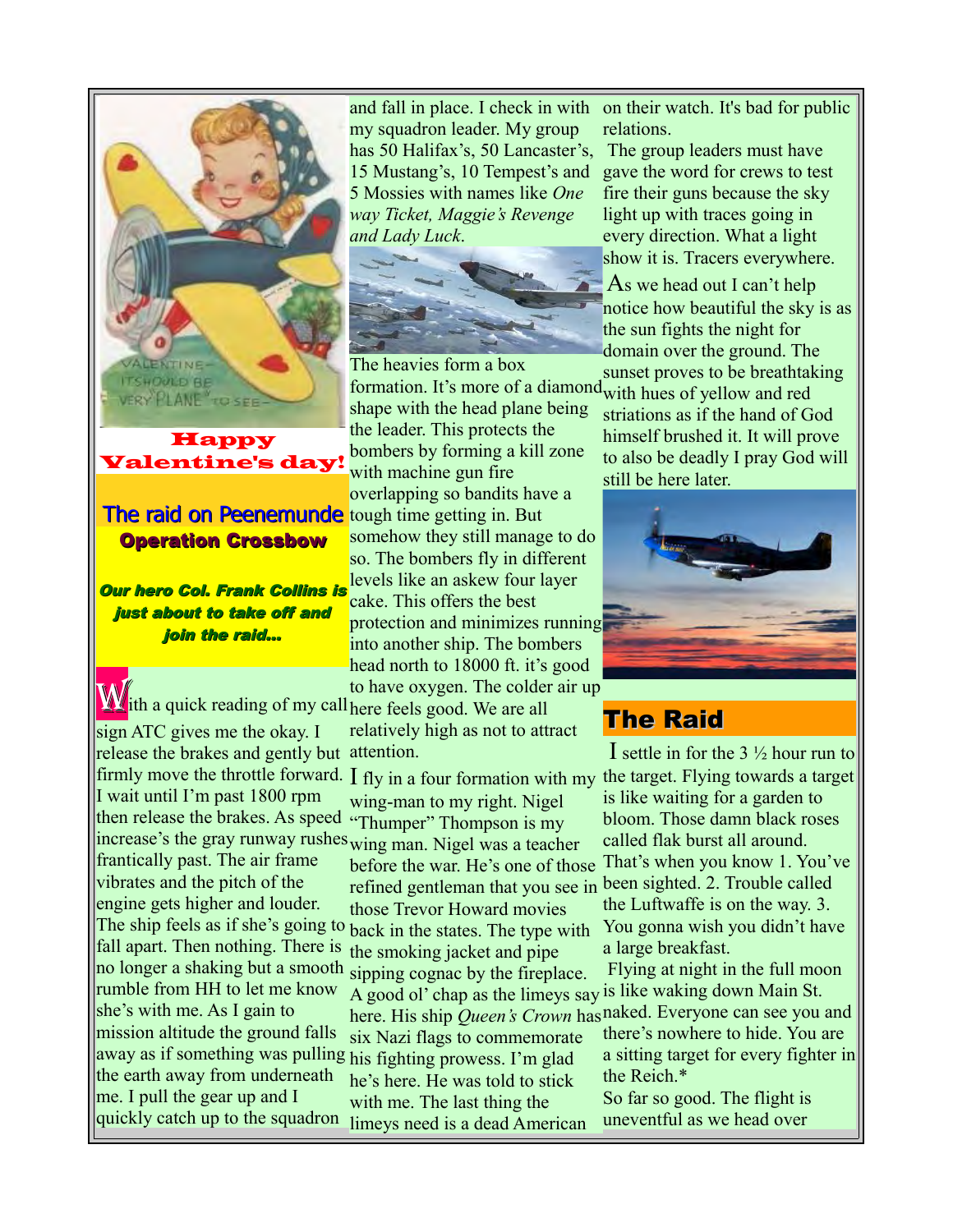Happy Valentine's day!

## The raid on Peenemunde

**Operation Crossbow**

***Our hero Col. Frank Collins is just about to take off and join the raid…***

With a quick reading of my call sign ATC gives me the okay. I release the brakes and gently but firmly move the throttle forward. I wait until I'm past 1800 rpm then release the brakes. As speed increase's the gray runway rushes frantically past. The air frame vibrates and the pitch of the engine gets higher and louder. The ship feels as if she's going to fall apart. Then nothing. There is no longer a shaking but a smooth rumble from HH to let me know she's with me. As I gain to mission altitude the ground falls away as if something was pulling the earth away from underneath me. I pull the gear up and I quickly catch up to the squadron and fall in place. I check in with my squadron leader. My group has 50 Halifax's, 50 Lancaster's, 15 Mustang's, 10 Tempest's and 5 Mossies with names like *One way Ticket, Maggie's Revenge and Lady Luck*.

The heavies form a box formation. It's more of a diamond shape with the head plane being the leader. This protects the bombers by forming a kill zone with machine gun fire overlapping so bandits have a tough time getting in. But somehow they still manage to do so. The bombers fly in different levels like an askew four layer cake. This offers the best protection and minimizes running into another ship. The bombers head north to 18000 ft. it's good to have oxygen. The colder air up here feels good. We are all relatively high as not to attract attention.

I fly in a four formation with my wing-man to my right. Nigel "Thumper" Thompson is my wing man. Nigel was a teacher before the war. He's one of those refined gentleman that you see in those Trevor Howard movies back in the states. The type with the smoking jacket and pipe sipping cognac by the fireplace. A good ol' chap as the limeys say here. His ship *Queen's Crown* has six Nazi flags to commemorate his fighting prowess. I'm glad he's here. He was told to stick with me. The last thing the limeys need is a dead American on their watch. It's bad for public relations.

The group leaders must have gave the word for crews to test fire their guns because the sky light up with traces going in every direction. What a light show it is. Tracers everywhere.

As we head out I can't help notice how beautiful the sky is as the sun fights the night for domain over the ground. The sunset proves to be breathtaking with hues of yellow and red striations as if the hand of God himself brushed it. It will prove to also be deadly I pray God will still be here later.

## The Raid

I settle in for the 3 ½ hour run to the target. Flying towards a target is like waiting for a garden to bloom. Those damn black roses called flak burst all around. That's when you know 1. You've been sighted. 2. Trouble called the Luftwaffe is on the way. 3. You gonna wish you didn't have a large breakfast.

Flying at night in the full moon is like waking down Main St. naked. Everyone can see you and there's nowhere to hide. You are a sitting target for every fighter in the Reich.*

So far so good. The flight is uneventful as we head over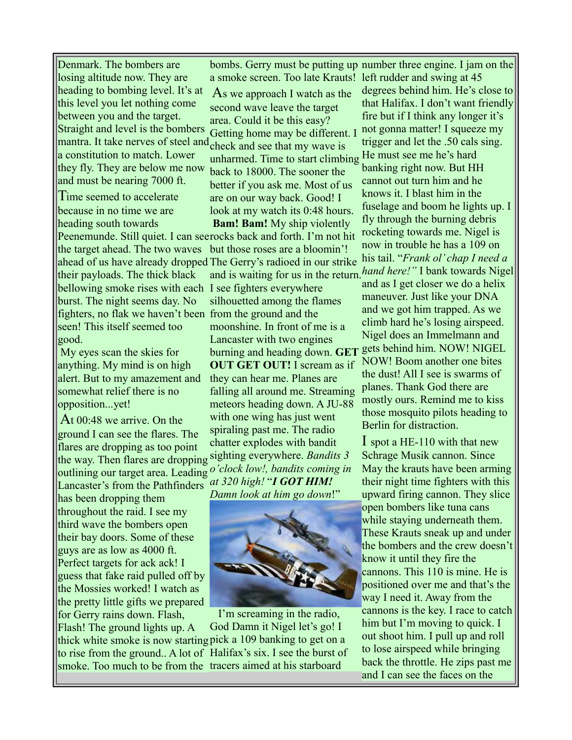Denmark. The bombers are losing altitude now. They are heading to bombing level. It's at this level you let nothing come between you and the target. Straight and level is the bombers mantra. It take nerves of steel and a constitution to match. Lower they fly. They are below me now and must be nearing 7000 ft.

Time seemed to accelerate because in no time we are heading south towards Peenemunde. Still quiet. I can see the target ahead. The two waves ahead of us have already dropped their payloads. The thick black bellowing smoke rises with each burst. The night seems day. No fighters, no flak we haven't been seen! This itself seemed too good.

My eyes scan the skies for anything. My mind is on high alert. But to my amazement and somewhat relief there is no opposition...yet!

At 00:48 we arrive. On the ground I can see the flares. The flares are dropping as too point the way. Then flares are dropping outlining our target area. Leading Lancaster's from the Pathfinders has been dropping them throughout the raid. I see my third wave the bombers open their bay doors. Some of these guys are as low as 4000 ft. Perfect targets for ack ack! I guess that fake raid pulled off by the Mossies worked! I watch as the pretty little gifts we prepared for Gerry rains down. Flash, Flash! The ground lights up. A thick white smoke is now starting to rise from the ground.. A lot of smoke. Too much to be from the bombs. Gerry must be putting up a smoke screen. Too late Krauts!

As we approach I watch as the second wave leave the target area. Could it be this easy? Getting home may be different. I check and see that my wave is unharmed. Time to start climbing back to 18000. The sooner the better if you ask me. Most of us are on our way back. Good! I look at my watch its 0:48 hours.

**Bam! Bam!** My ship violently rocks back and forth. I'm not hit but those roses are a bloomin'! The Gerry's radioed in our strike and is waiting for us in the return. I see fighters everywhere silhouetted among the flames from the ground and the moonshine. In front of me is a Lancaster with two engines burning and heading down. **GET OUT GET OUT!** I scream as if they can hear me. Planes are falling all around me. Streaming meteors heading down. A JU-88 with one wing has just went spiraling past me. The radio chatter explodes with bandit sighting everywhere. *Bandits 3 o'clock low!, bandits coming in at 320 high!* "***I GOT HIM! Damn look at him go down***!"

I'm screaming in the radio, God Damn it Nigel let's go! I pick a 109 banking to get on a Halifax's six. I see the burst of tracers aimed at his starboard number three engine. I jam on the left rudder and swing at 45 degrees behind him. He's close to that Halifax. I don't want friendly fire but if I think any longer it's not gonna matter! I squeeze my trigger and let the .50 cals sing. He must see me he's hard banking right now. But HH cannot out turn him and he knows it. I blast him in the fuselage and boom he lights up. I fly through the burning debris rocketing towards me. Nigel is now in trouble he has a 109 on his tail. "*Frank ol' chap I need a hand here!"* I bank towards Nigel and as I get closer we do a helix maneuver. Just like your DNA and we got him trapped. As we climb hard he's losing airspeed. Nigel does an Immelmann and gets behind him. NOW! NIGEL NOW! Boom another one bites the dust! All I see is swarms of planes. Thank God there are mostly ours. Remind me to kiss those mosquito pilots heading to Berlin for distraction.

I spot a HE-110 with that new Schrage Musik cannon. Since May the krauts have been arming their night time fighters with this upward firing cannon. They slice open bombers like tuna cans while staying underneath them. These Krauts sneak up and under the bombers and the crew doesn't know it until they fire the cannons. This 110 is mine. He is positioned over me and that's the way I need it. Away from the cannons is the key. I race to catch him but I'm moving to quick. I out shoot him. I pull up and roll to lose airspeed while bringing back the throttle. He zips past me and I can see the faces on the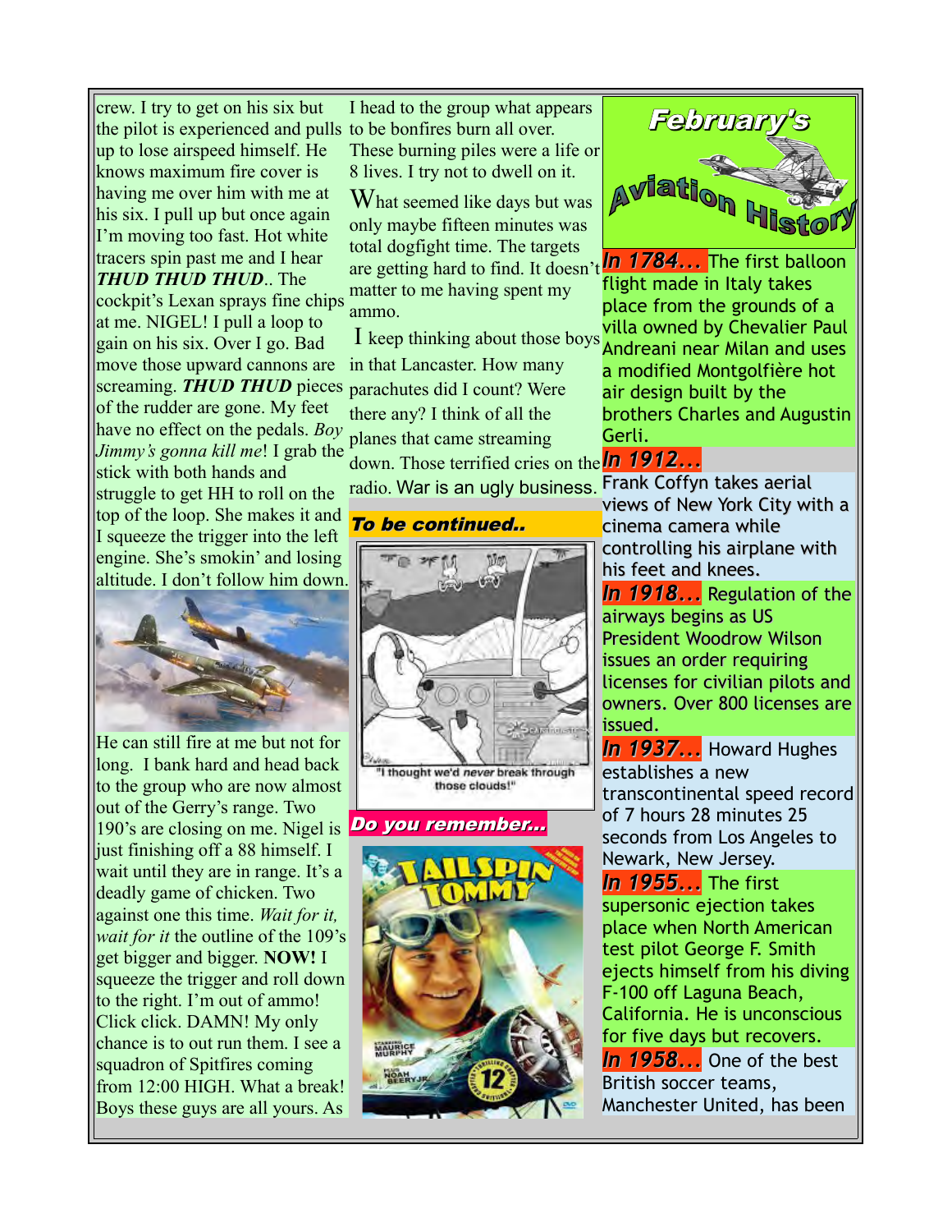crew. I try to get on his six but the pilot is experienced and pulls up to lose airspeed himself. He knows maximum fire cover is having me over him with me at his six. I pull up but once again I'm moving too fast. Hot white tracers spin past me and I hear ***THUD THUD THUD***.. The cockpit's Lexan sprays fine chips at me. NIGEL! I pull a loop to gain on his six. Over I go. Bad move those upward cannons are screaming. ***THUD THUD*** pieces of the rudder are gone. My feet have no effect on the pedals. *Boy Jimmy's gonna kill me*! I grab the stick with both hands and struggle to get HH to roll on the top of the loop. She makes it and I squeeze the trigger into the left engine. She's smokin' and losing altitude. I don't follow him down.

He can still fire at me but not for long. I bank hard and head back to the group who are now almost out of the Gerry's range. Two 190's are closing on me. Nigel is just finishing off a 88 himself. I wait until they are in range. It's a deadly game of chicken. Two against one this time. *Wait for it, wait for it* the outline of the 109's get bigger and bigger. **NOW!** I squeeze the trigger and roll down to the right. I'm out of ammo! Click click. DAMN! My only chance is to out run them. I see a squadron of Spitfires coming from 12:00 HIGH. What a break! Boys these guys are all yours. As I head to the group what appears to be bonfires burn all over. These burning piles were a life or 8 lives. I try not to dwell on it.

What seemed like days but was only maybe fifteen minutes was total dogfight time. The targets are getting hard to find. It doesn't matter to me having spent my ammo.

I keep thinking about those boys in that Lancaster. How many parachutes did I count? Were there any? I think of all the planes that came streaming down. Those terrified cries on the radio. War is an ugly business.

***To be continued..***

"I thought we'd *never* break through those clouds!"

***Do you remember...***

# February's Aviation History

***In 1784...*** The first balloon flight made in Italy takes place from the grounds of a villa owned by Chevalier Paul Andreani near Milan and uses a modified Montgolfière hot air design built by the brothers Charles and Augustin Gerli.

***In 1912...*** Frank Coffyn takes aerial views of New York City with a cinema camera while controlling his airplane with his feet and knees.

***In 1918...*** Regulation of the airways begins as US President Woodrow Wilson issues an order requiring licenses for civilian pilots and owners. Over 800 licenses are issued.

***In 1937...*** Howard Hughes establishes a new transcontinental speed record of 7 hours 28 minutes 25 seconds from Los Angeles to Newark, New Jersey.

***In 1955...*** The first supersonic ejection takes place when North American test pilot George F. Smith ejects himself from his diving F-100 off Laguna Beach, California. He is unconscious for five days but recovers.

***In 1958...*** One of the best British soccer teams, Manchester United, has been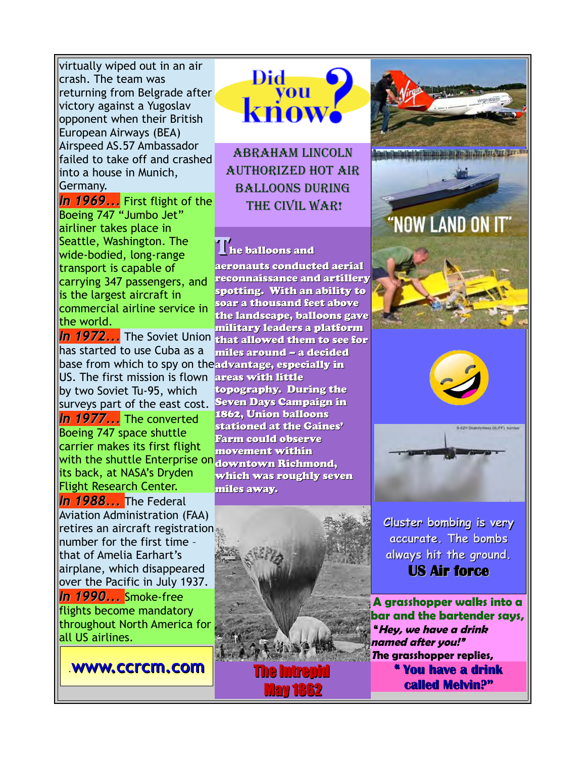virtually wiped out in an air crash. The team was returning from Belgrade after victory against a Yugoslav opponent when their British European Airways (BEA) Airspeed AS.57 Ambassador failed to take off and crashed into a house in Munich, Germany.

***In 1969...*** First flight of the Boeing 747 "Jumbo Jet" airliner takes place in Seattle, Washington. The wide-bodied, long-range transport is capable of carrying 347 passengers, and is the largest aircraft in commercial airline service in the world.

***In 1972...*** The Soviet Union has started to use Cuba as a base from which to spy on the US. The first mission is flown by two Soviet Tu-95, which surveys part of the east cost.

***In 1977...*** The converted Boeing 747 space shuttle carrier makes its first flight with the shuttle Enterprise on its back, at NASA's Dryden Flight Research Center.

***In 1988...*** The Federal Aviation Administration (FAA) retires an aircraft registration number for the first time – that of Amelia Earhart's airplane, which disappeared over the Pacific in July 1937.

***In 1990...*** Smoke-free flights become mandatory throughout North America for all US airlines.

**www.ccrcm.com**

## Did you know?

ABRAHAM LINCOLN AUTHORIZED HOT AIR BALLOONS DURING THE CIVIL WAR!

**The balloons and aeronauts conducted aerial reconnaissance and artillery spotting. With an ability to soar a thousand feet above the landscape, balloons gave military leaders a platform that allowed them to see for miles around – a decided advantage, especially in areas with little topography. During the Seven Days Campaign in 1862, Union balloons stationed at the Gaines' Farm could observe movement within downtown Richmond, which was roughly seven miles away.**

**The Intrepid May 1862**

"NOW LAND ON IT"

B-52H Stratofortress (BUFF) bomber

*Cluster bombing is very accurate. The bombs always hit the ground.*

**US Air force**

**A grasshopper walks into a bar and the bartender says, "*Hey, we have a drink named after you!*" The grasshopper replies, " You have a drink called Melvin?"**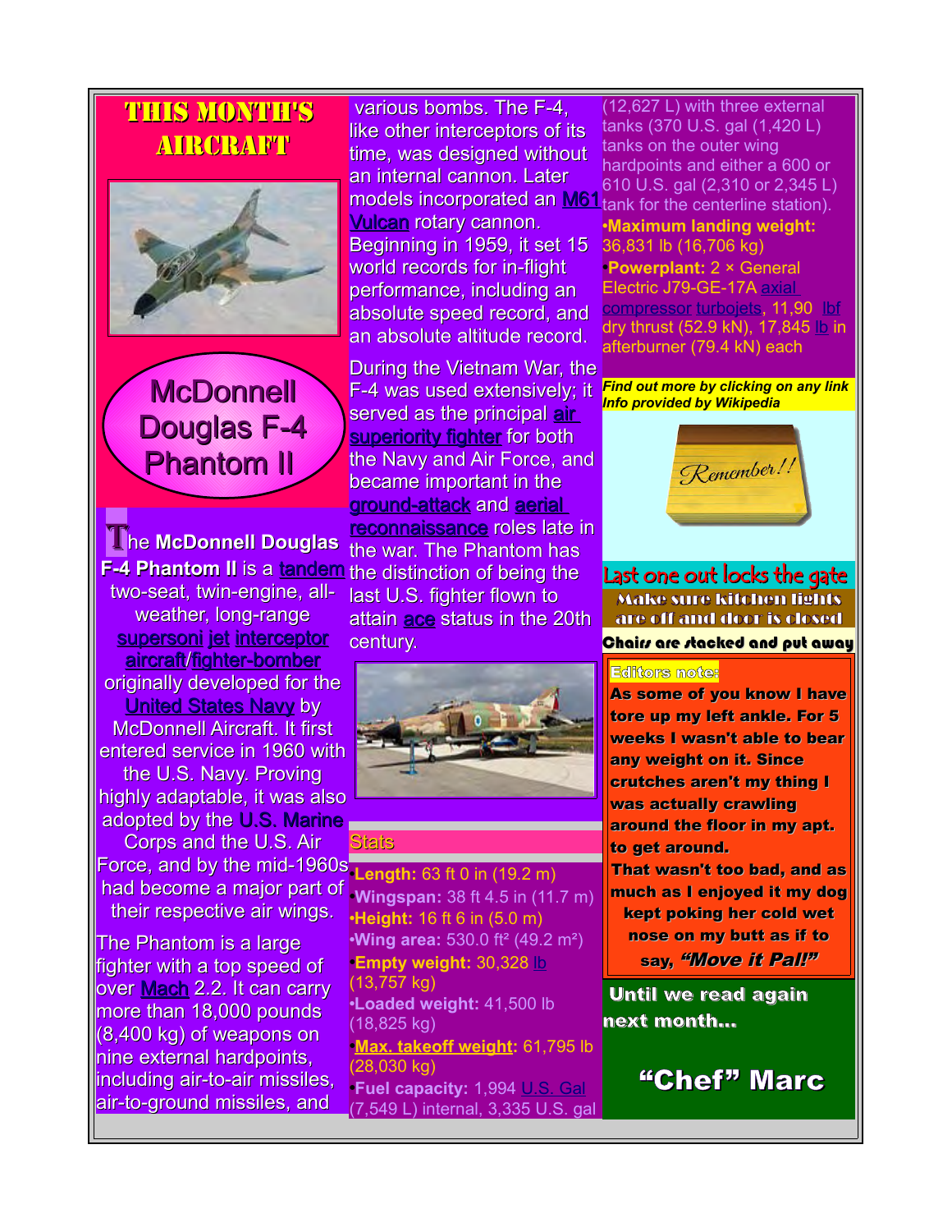# THIS MONTH'S AIRCRAFT

## McDonnell Douglas F-4 Phantom II

The **McDonnell Douglas F-4 Phantom II** is a tandem two-seat, twin-engine, all-weather, long-range supersonic jet interceptor aircraft/fighter-bomber originally developed for the United States Navy by McDonnell Aircraft. It first entered service in 1960 with the U.S. Navy. Proving highly adaptable, it was also adopted by the U.S. Marine Corps and the U.S. Air Force, and by the mid-1960s had become a major part of their respective air wings.

The Phantom is a large fighter with a top speed of over Mach 2.2. It can carry more than 18,000 pounds (8,400 kg) of weapons on nine external hardpoints, including air-to-air missiles, air-to-ground missiles, and various bombs. The F-4, like other interceptors of its time, was designed without an internal cannon. Later models incorporated an M61 Vulcan rotary cannon. Beginning in 1959, it set 15 world records for in-flight performance, including an absolute speed record, and an absolute altitude record.

During the Vietnam War, the F-4 was used extensively; it served as the principal air superiority fighter for both the Navy and Air Force, and became important in the ground-attack and aerial reconnaissance roles late in the war. The Phantom has the distinction of being the last U.S. fighter flown to attain ace status in the 20th century.

### Stats

- **Length:** 63 ft 0 in (19.2 m)
- **Wingspan:** 38 ft 4.5 in (11.7 m)
- **Height:** 16 ft 6 in (5.0 m)
- **Wing area:** 530.0 ft² (49.2 m²)
- **Empty weight:** 30,328 lb (13,757 kg)
- **Loaded weight:** 41,500 lb (18,825 kg)
- **Max. takeoff weight:** 61,795 lb (28,030 kg)
- **Fuel capacity:** 1,994 U.S. Gal (7,549 L) internal, 3,335 U.S. gal (12,627 L) with three external tanks (370 U.S. gal (1,420 L) tanks on the outer wing hardpoints and either a 600 or 610 U.S. gal (2,310 or 2,345 L) tank for the centerline station).
- **Maximum landing weight:** 36,831 lb (16,706 kg)
- **Powerplant:** 2 × General Electric J79-GE-17A axial compressor turbojets, 11,90 lbf dry thrust (52.9 kN), 17,845 lb in afterburner (79.4 kN) each

***Find out more by clicking on any link***
***Info provided by Wikipedia***

Remember!!

**Last one out locks the gate**

**Make sure kitchen lights are off and door is closed**

**Chairs are stacked and put away**

**Editors note:**

**As some of you know I have tore up my left ankle. For 5 weeks I wasn't able to bear any weight on it. Since crutches aren't my thing I was actually crawling around the floor in my apt. to get around.**
**That wasn't too bad, and as much as I enjoyed it my dog kept poking her cold wet nose on my butt as if to say, *"Move it Pal!"***

**Until we read again next month...**

**"Chef" Marc**